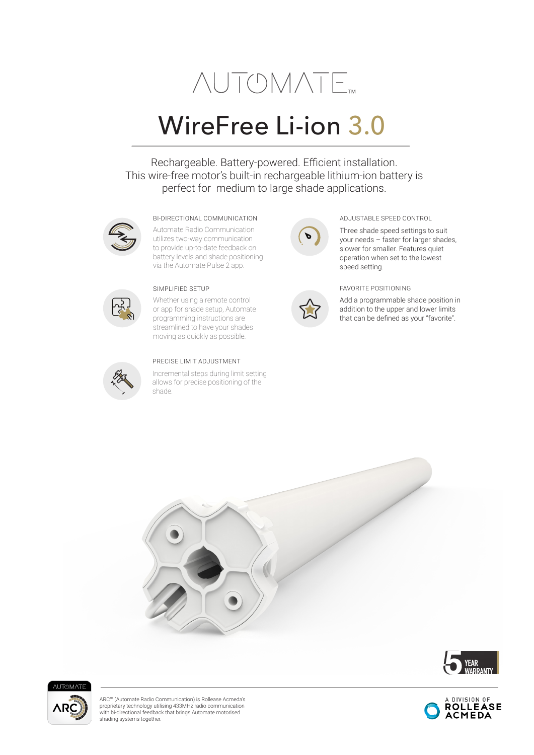# AUTOMATE™

# WireFree Li-ion 3.0

Rechargeable. Battery-powered. Efficient installation.
This wire-free motor's built-in rechargeable lithium-ion battery is perfect for medium to large shade applications.

### BI-DIRECTIONAL COMMUNICATION

Automate Radio Communication utilizes two-way communication to provide up-to-date feedback on battery levels and shade positioning via the Automate Pulse 2 app.

### SIMPLIFIED SETUP

Whether using a remote control or app for shade setup, Automate programming instructions are streamlined to have your shades moving as quickly as possible.

### PRECISE LIMIT ADJUSTMENT

Incremental steps during limit setting allows for precise positioning of the shade.

### ADJUSTABLE SPEED CONTROL

Three shade speed settings to suit your needs – faster for larger shades, slower for smaller. Features quiet operation when set to the lowest speed setting.

### FAVORITE POSITIONING

Add a programmable shade position in addition to the upper and lower limits that can be defined as your "favorite".

5 YEAR WARRANTY

AUTOMATE ARC

ARC™ (Automate Radio Communication) is Rollease Acmeda's proprietary technology utilising 433MHz radio communication with bi-directional feedback that brings Automate motorised shading systems together.

A DIVISION OF ROLLEASE ACMEDA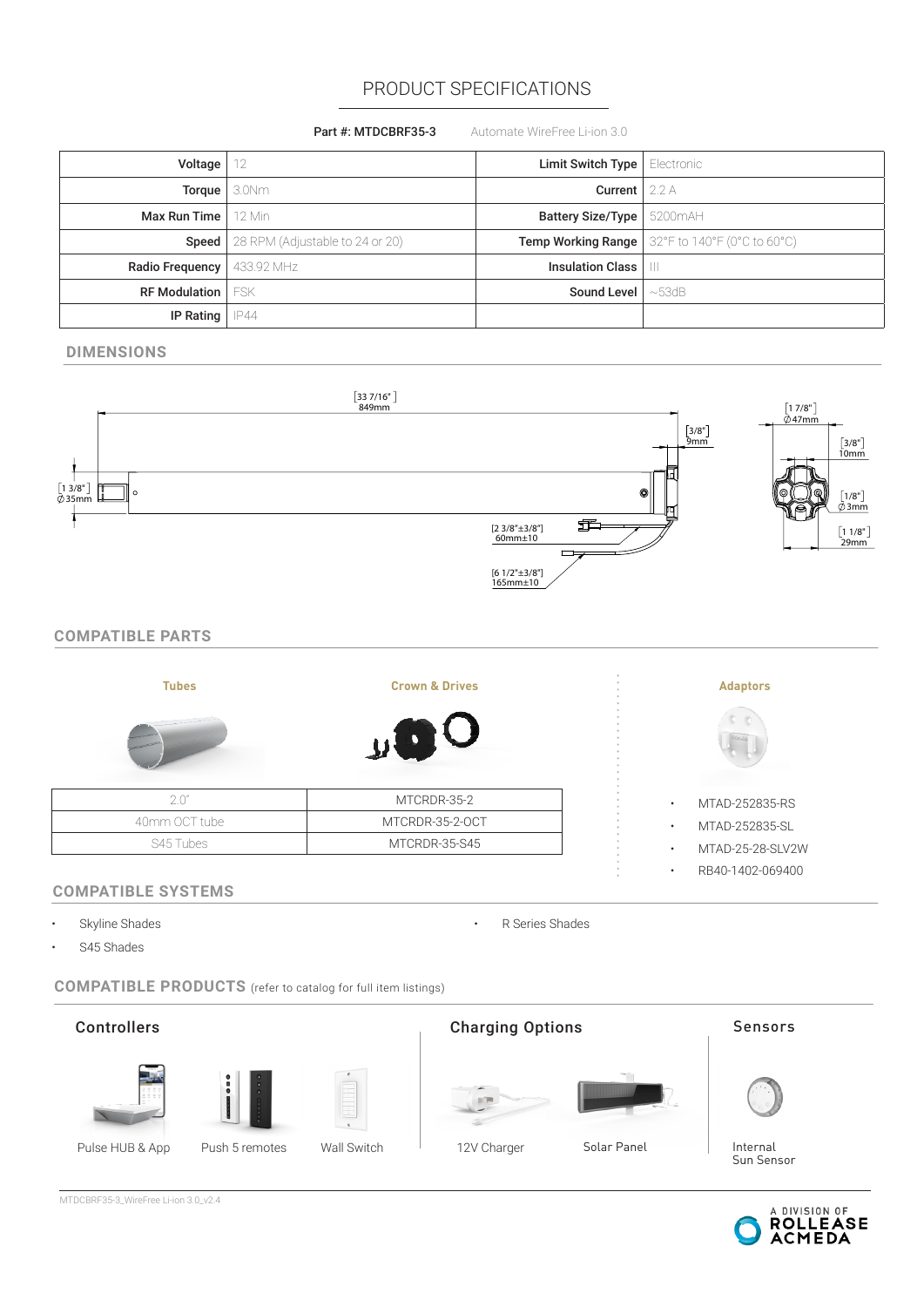# PRODUCT SPECIFICATIONS

**Part #: MTDCBRF35-3** Automate WireFree Li-ion 3.0

| | | | |
|---|---|---|---|
| **Voltage** | 12 | **Limit Switch Type** | Electronic |
| **Torque** | 3.0Nm | **Current** | 2.2 A |
| **Max Run Time** | 12 Min | **Battery Size/Type** | 5200mAH |
| **Speed** | 28 RPM (Adjustable to 24 or 20) | **Temp Working Range** | 32°F to 140°F (0°C to 60°C) |
| **Radio Frequency** | 433.92 MHz | **Insulation Class** | III |
| **RF Modulation** | FSK | **Sound Level** | ~53dB |
| **IP Rating** | IP44 | | |

## DIMENSIONS

[33 7/16"]
849mm

[3/8"]
9mm

[1 3/8"]
∅35mm

[2 3/8"±3/8"]
60mm±10

[6 1/2"±3/8"]
165mm±10

[1 7/8"]
∅47mm

[3/8"]
10mm

[1/8"]
∅3mm

[1 1/8"]
29mm

## COMPATIBLE PARTS

| Tubes | Crown & Drives |
|---|---|
| 2.0" | MTCRDR-35-2 |
| 40mm OCT tube | MTCRDR-35-2-OCT |
| S45 Tubes | MTCRDR-35-S45 |

**Adaptors**

- MTAD-252835-RS
- MTAD-252835-SL
- MTAD-25-28-SLV2W
- RB40-1402-069400

## COMPATIBLE SYSTEMS

- Skyline Shades
- S45 Shades
- R Series Shades

## COMPATIBLE PRODUCTS (refer to catalog for full item listings)

**Controllers**

- Pulse HUB & App
- Push 5 remotes
- Wall Switch

**Charging Options**

- 12V Charger
- Solar Panel

**Sensors**

- Internal Sun Sensor

MTDCBRF35-3_WireFree Li-ion 3.0_v2.4

A DIVISION OF ROLLEASE ACMEDA